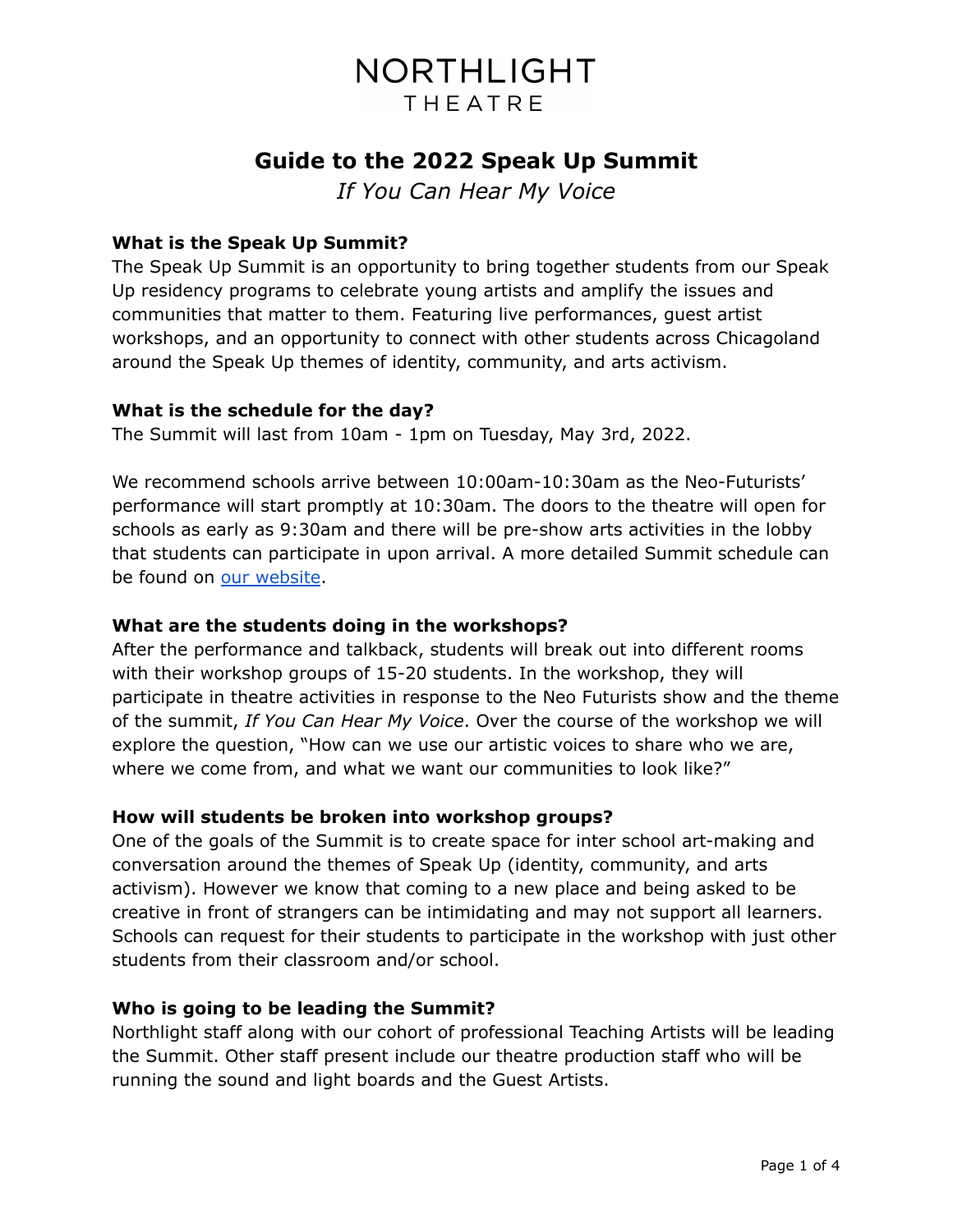NORTHLIGHT
THEATRE

# Guide to the 2022 Speak Up Summit

*If You Can Hear My Voice*

**What is the Speak Up Summit?**

The Speak Up Summit is an opportunity to bring together students from our Speak Up residency programs to celebrate young artists and amplify the issues and communities that matter to them. Featuring live performances, guest artist workshops, and an opportunity to connect with other students across Chicagoland around the Speak Up themes of identity, community, and arts activism.

**What is the schedule for the day?**

The Summit will last from 10am - 1pm on Tuesday, May 3rd, 2022.

We recommend schools arrive between 10:00am-10:30am as the Neo-Futurists' performance will start promptly at 10:30am. The doors to the theatre will open for schools as early as 9:30am and there will be pre-show arts activities in the lobby that students can participate in upon arrival. A more detailed Summit schedule can be found on our website.

**What are the students doing in the workshops?**

After the performance and talkback, students will break out into different rooms with their workshop groups of 15-20 students. In the workshop, they will participate in theatre activities in response to the Neo Futurists show and the theme of the summit, *If You Can Hear My Voice*. Over the course of the workshop we will explore the question, "How can we use our artistic voices to share who we are, where we come from, and what we want our communities to look like?"

**How will students be broken into workshop groups?**

One of the goals of the Summit is to create space for inter school art-making and conversation around the themes of Speak Up (identity, community, and arts activism). However we know that coming to a new place and being asked to be creative in front of strangers can be intimidating and may not support all learners. Schools can request for their students to participate in the workshop with just other students from their classroom and/or school.

**Who is going to be leading the Summit?**

Northlight staff along with our cohort of professional Teaching Artists will be leading the Summit. Other staff present include our theatre production staff who will be running the sound and light boards and the Guest Artists.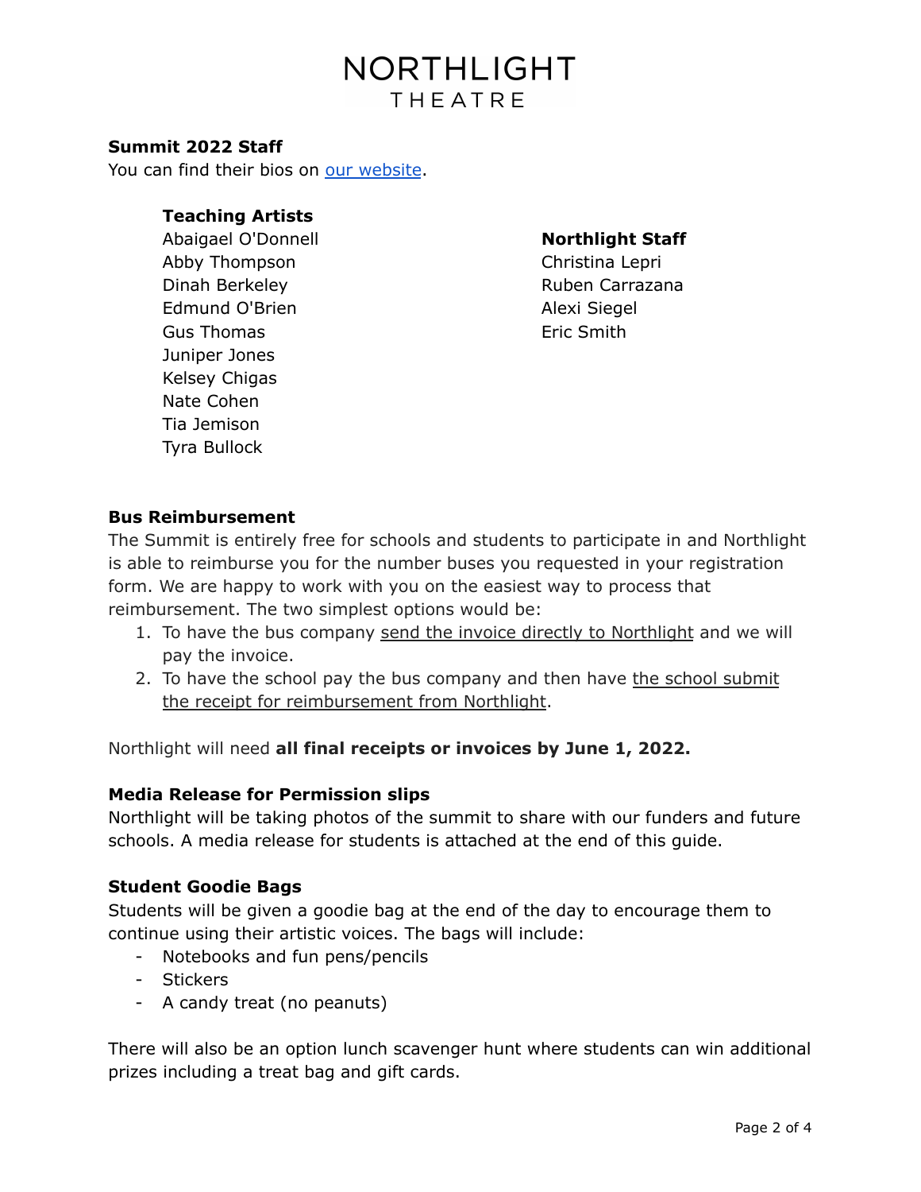**Summit 2022 Staff**
You can find their bios on our website.

**Teaching Artists**
Abaigael O'Donnell
Abby Thompson
Dinah Berkeley
Edmund O'Brien
Gus Thomas
Juniper Jones
Kelsey Chigas
Nate Cohen
Tia Jemison
Tyra Bullock

**Northlight Staff**
Christina Lepri
Ruben Carrazana
Alexi Siegel
Eric Smith

**Bus Reimbursement**
The Summit is entirely free for schools and students to participate in and Northlight is able to reimburse you for the number buses you requested in your registration form. We are happy to work with you on the easiest way to process that reimbursement. The two simplest options would be:

1. To have the bus company send the invoice directly to Northlight and we will pay the invoice.
2. To have the school pay the bus company and then have the school submit the receipt for reimbursement from Northlight.

Northlight will need **all final receipts or invoices by June 1, 2022.**

**Media Release for Permission slips**
Northlight will be taking photos of the summit to share with our funders and future schools. A media release for students is attached at the end of this guide.

**Student Goodie Bags**
Students will be given a goodie bag at the end of the day to encourage them to continue using their artistic voices. The bags will include:

- Notebooks and fun pens/pencils
- Stickers
- A candy treat (no peanuts)

There will also be an option lunch scavenger hunt where students can win additional prizes including a treat bag and gift cards.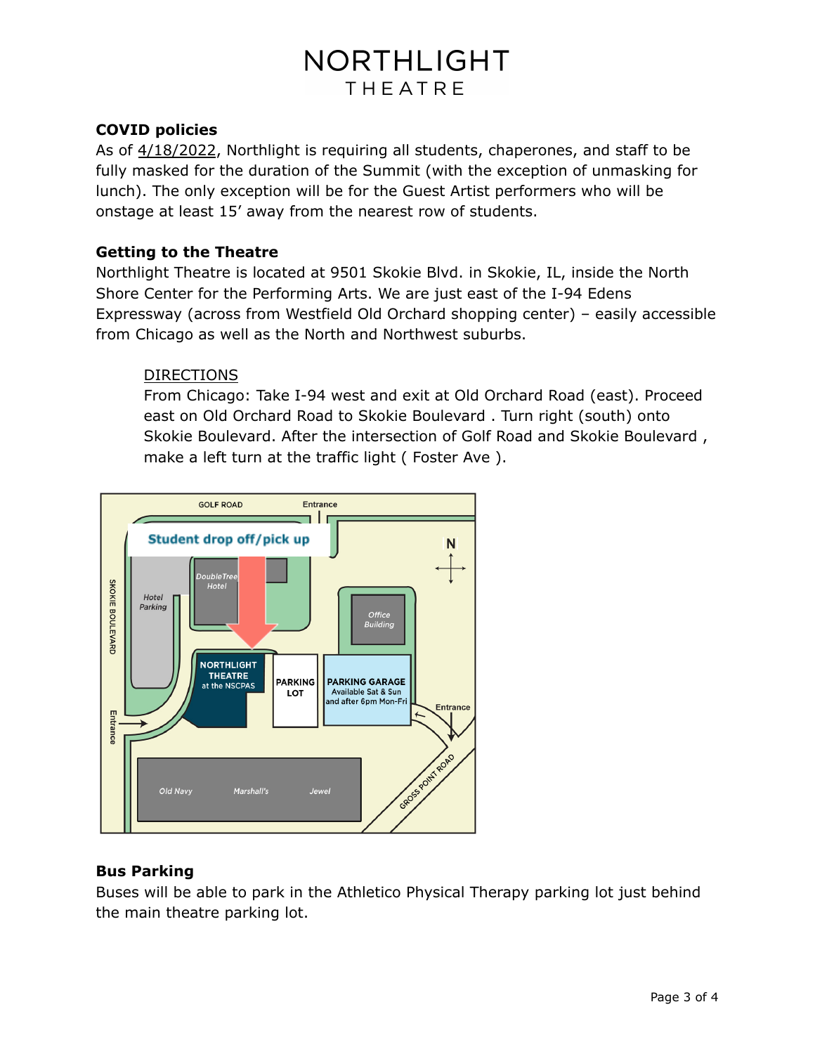# NORTHLIGHT THEATRE

**COVID policies**

As of 4/18/2022, Northlight is requiring all students, chaperones, and staff to be fully masked for the duration of the Summit (with the exception of unmasking for lunch). The only exception will be for the Guest Artist performers who will be onstage at least 15' away from the nearest row of students.

**Getting to the Theatre**

Northlight Theatre is located at 9501 Skokie Blvd. in Skokie, IL, inside the North Shore Center for the Performing Arts. We are just east of the I-94 Edens Expressway (across from Westfield Old Orchard shopping center) – easily accessible from Chicago as well as the North and Northwest suburbs.

DIRECTIONS

From Chicago: Take I-94 west and exit at Old Orchard Road (east). Proceed east on Old Orchard Road to Skokie Boulevard . Turn right (south) onto Skokie Boulevard. After the intersection of Golf Road and Skokie Boulevard , make a left turn at the traffic light ( Foster Ave ).

GOLF ROAD

Entrance

Student drop off/pick up

N

SKOKIE BOULEVARD

Hotel Parking

DoubleTree Hotel

Office Building

NORTHLIGHT THEATRE at the NSCPAS

PARKING LOT

PARKING GARAGE Available Sat & Sun and after 6pm Mon-Fri

Entrance

Entrance

GROSS POINT ROAD

Old Navy Marshall's Jewel

**Bus Parking**

Buses will be able to park in the Athletico Physical Therapy parking lot just behind the main theatre parking lot.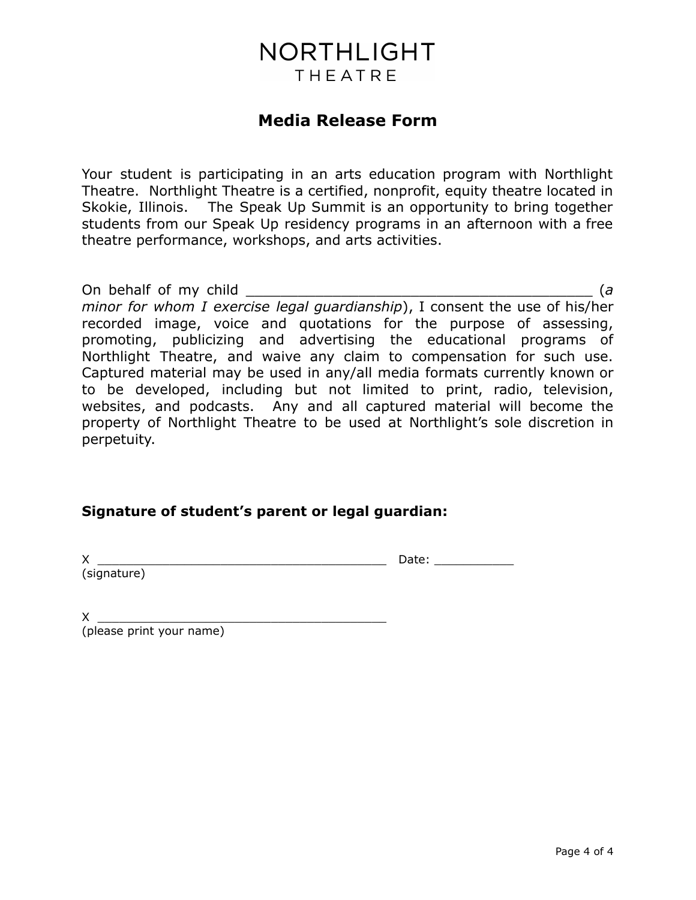NORTHLIGHT
THEATRE

# Media Release Form

Your student is participating in an arts education program with Northlight Theatre. Northlight Theatre is a certified, nonprofit, equity theatre located in Skokie, Illinois. The Speak Up Summit is an opportunity to bring together students from our Speak Up residency programs in an afternoon with a free theatre performance, workshops, and arts activities.

On behalf of my child ________________________________________ (*a minor for whom I exercise legal guardianship*), I consent the use of his/her recorded image, voice and quotations for the purpose of assessing, promoting, publicizing and advertising the educational programs of Northlight Theatre, and waive any claim to compensation for such use. Captured material may be used in any/all media formats currently known or to be developed, including but not limited to print, radio, television, websites, and podcasts. Any and all captured material will become the property of Northlight Theatre to be used at Northlight's sole discretion in perpetuity.

**Signature of student's parent or legal guardian:**

X ______________________________________ Date: ___________
(signature)

X ______________________________________
(please print your name)